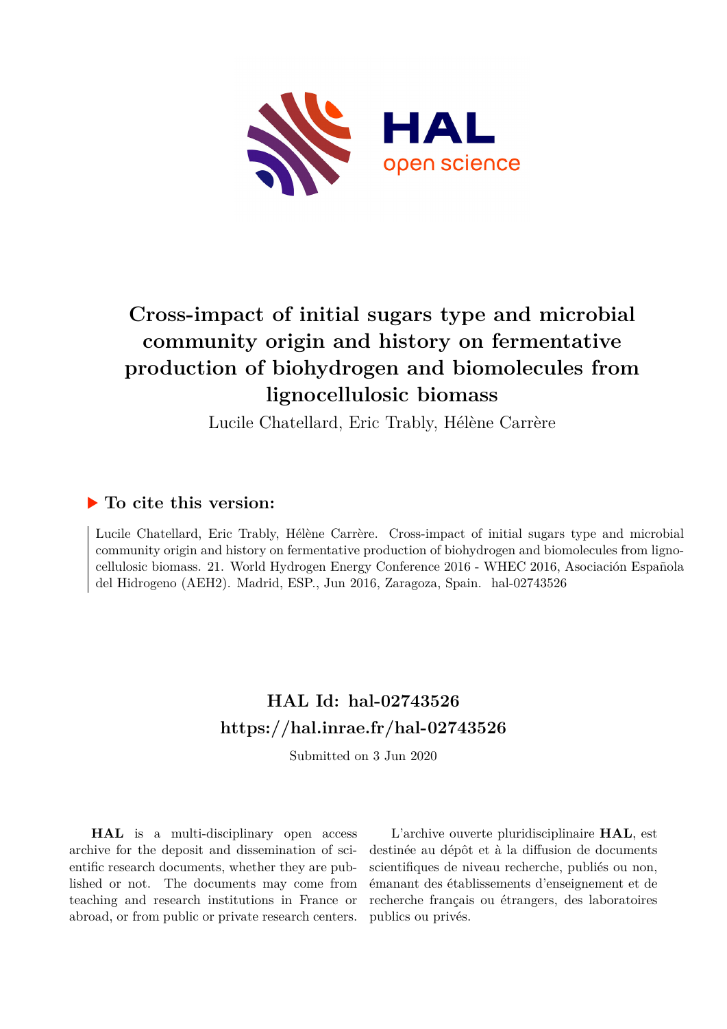# Cross-impact of initial sugars type and microbial community origin and history on fermentative production of biohydrogen and biomolecules from lignocellulosic biomass

Lucile Chatellard, Eric Trably, Hélène Carrère

## ▶ To cite this version:

Lucile Chatellard, Eric Trably, Hélène Carrère. Cross-impact of initial sugars type and microbial community origin and history on fermentative production of biohydrogen and biomolecules from lignocellulosic biomass. 21. World Hydrogen Energy Conference 2016 - WHEC 2016, Asociación Española del Hidrogeno (AEH2). Madrid, ESP., Jun 2016, Zaragoza, Spain. hal-02743526

## HAL Id: hal-02743526

## https://hal.inrae.fr/hal-02743526

Submitted on 3 Jun 2020

**HAL** is a multi-disciplinary open access archive for the deposit and dissemination of scientific research documents, whether they are published or not. The documents may come from teaching and research institutions in France or abroad, or from public or private research centers.

L'archive ouverte pluridisciplinaire **HAL**, est destinée au dépôt et à la diffusion de documents scientifiques de niveau recherche, publiés ou non, émanant des établissements d'enseignement et de recherche français ou étrangers, des laboratoires publics ou privés.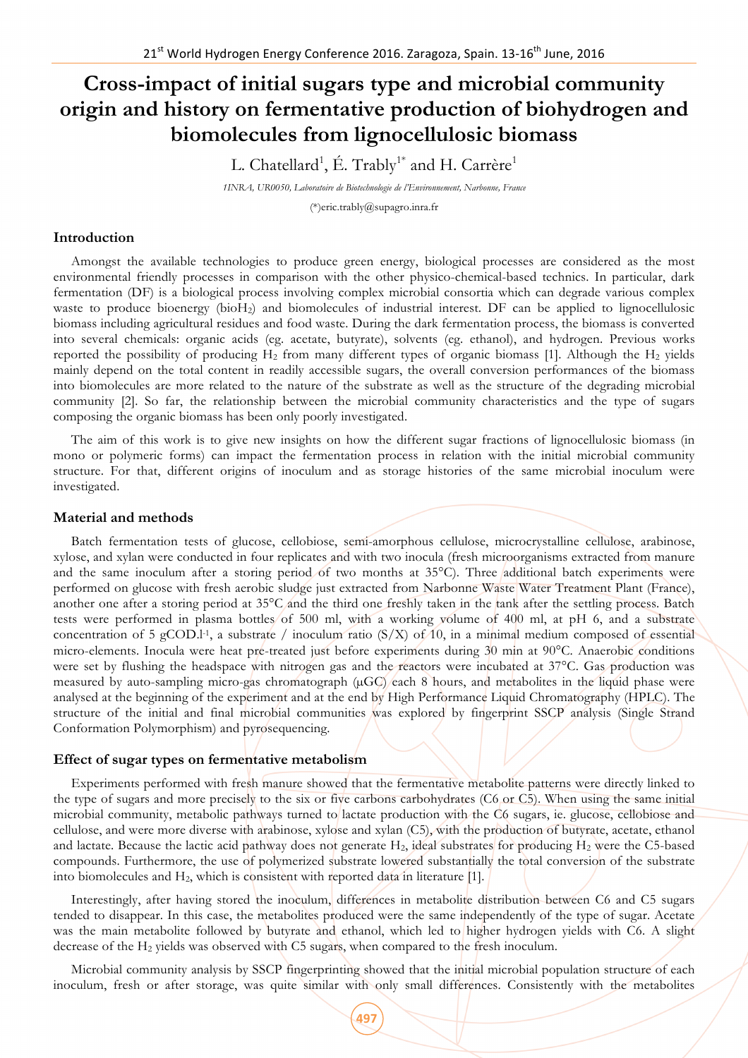# Cross-impact of initial sugars type and microbial community origin and history on fermentative production of biohydrogen and biomolecules from lignocellulosic biomass

L. Chatellard[1], É. Trably[1*] and H. Carrère[1]

*1INRA, UR0050, Laboratoire de Biotechnologie de l'Environnement, Narbonne, France*

(*)eric.trably@supagro.inra.fr

## Introduction

Amongst the available technologies to produce green energy, biological processes are considered as the most environmental friendly processes in comparison with the other physico-chemical-based technics. In particular, dark fermentation (DF) is a biological process involving complex microbial consortia which can degrade various complex waste to produce bioenergy (bio$H_2$) and biomolecules of industrial interest. DF can be applied to lignocellulosic biomass including agricultural residues and food waste. During the dark fermentation process, the biomass is converted into several chemicals: organic acids (eg. acetate, butyrate), solvents (eg. ethanol), and hydrogen. Previous works reported the possibility of producing $H_2$ from many different types of organic biomass [1]. Although the $H_2$ yields mainly depend on the total content in readily accessible sugars, the overall conversion performances of the biomass into biomolecules are more related to the nature of the substrate as well as the structure of the degrading microbial community [2]. So far, the relationship between the microbial community characteristics and the type of sugars composing the organic biomass has been only poorly investigated.

The aim of this work is to give new insights on how the different sugar fractions of lignocellulosic biomass (in mono or polymeric forms) can impact the fermentation process in relation with the initial microbial community structure. For that, different origins of inoculum and as storage histories of the same microbial inoculum were investigated.

## Material and methods

Batch fermentation tests of glucose, cellobiose, semi-amorphous cellulose, microcrystalline cellulose, arabinose, xylose, and xylan were conducted in four replicates and with two inocula (fresh microorganisms extracted from manure and the same inoculum after a storing period of two months at 35°C). Three additional batch experiments were performed on glucose with fresh aerobic sludge just extracted from Narbonne Waste Water Treatment Plant (France), another one after a storing period at 35°C and the third one freshly taken in the tank after the settling process. Batch tests were performed in plasma bottles of 500 ml, with a working volume of 400 ml, at pH 6, and a substrate concentration of 5 gCOD.l$^{-1}$, a substrate / inoculum ratio (S/X) of 10, in a minimal medium composed of essential micro-elements. Inocula were heat pre-treated just before experiments during 30 min at 90°C. Anaerobic conditions were set by flushing the headspace with nitrogen gas and the reactors were incubated at 37°C. Gas production was measured by auto-sampling micro-gas chromatograph (µGC) each 8 hours, and metabolites in the liquid phase were analysed at the beginning of the experiment and at the end by High Performance Liquid Chromatography (HPLC). The structure of the initial and final microbial communities was explored by fingerprint SSCP analysis (Single Strand Conformation Polymorphism) and pyrosequencing.

## Effect of sugar types on fermentative metabolism

Experiments performed with fresh manure showed that the fermentative metabolite patterns were directly linked to the type of sugars and more precisely to the six or five carbons carbohydrates (C6 or C5). When using the same initial microbial community, metabolic pathways turned to lactate production with the C6 sugars, ie. glucose, cellobiose and cellulose, and were more diverse with arabinose, xylose and xylan (C5), with the production of butyrate, acetate, ethanol and lactate. Because the lactic acid pathway does not generate $H_2$, ideal substrates for producing $H_2$ were the C5-based compounds. Furthermore, the use of polymerized substrate lowered substantially the total conversion of the substrate into biomolecules and $H_2$, which is consistent with reported data in literature [1].

Interestingly, after having stored the inoculum, differences in metabolite distribution between C6 and C5 sugars tended to disappear. In this case, the metabolites produced were the same independently of the type of sugar. Acetate was the main metabolite followed by butyrate and ethanol, which led to higher hydrogen yields with C6. A slight decrease of the $H_2$ yields was observed with C5 sugars, when compared to the fresh inoculum.

Microbial community analysis by SSCP fingerprinting showed that the initial microbial population structure of each inoculum, fresh or after storage, was quite similar with only small differences. Consistently with the metabolites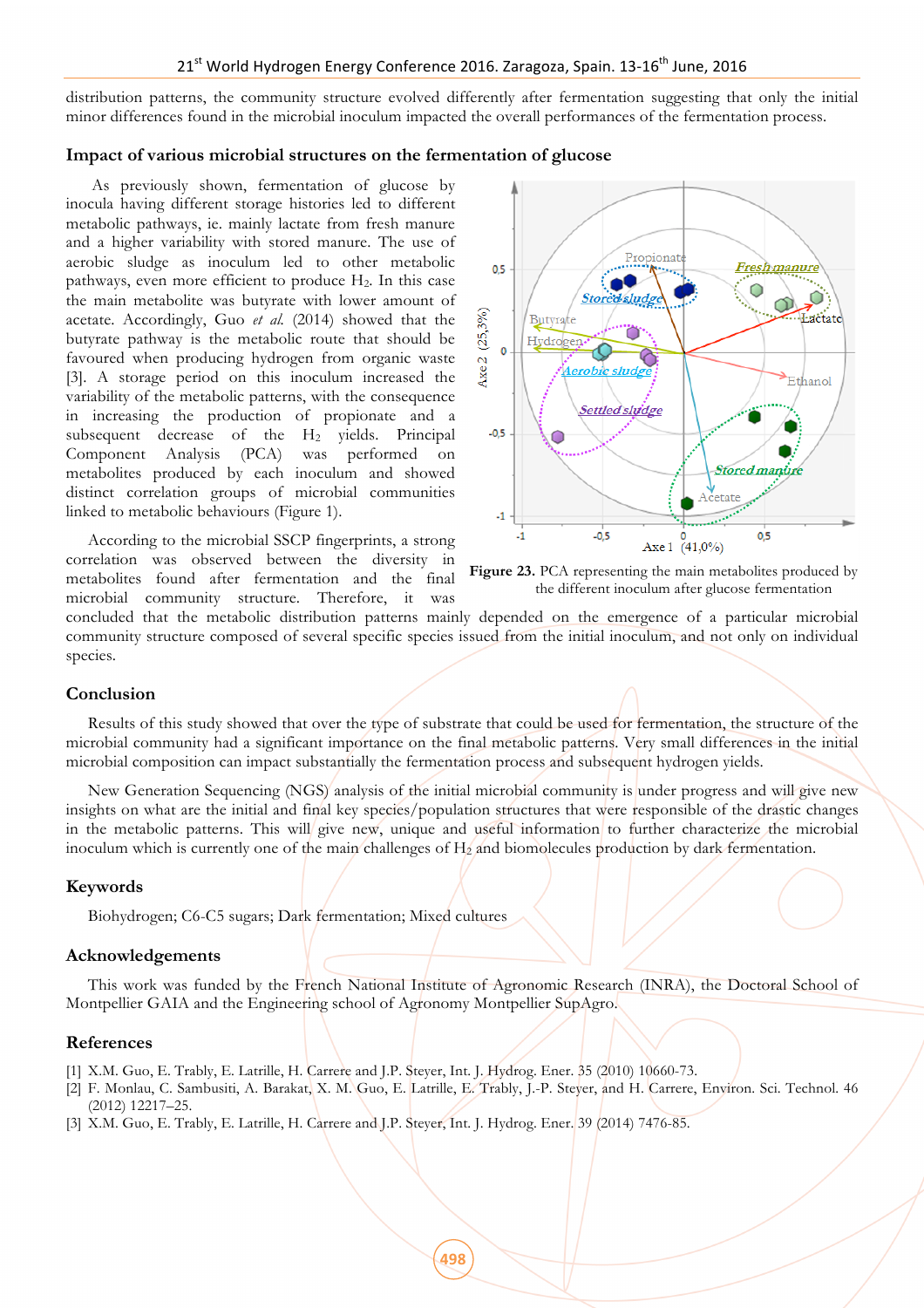distribution patterns, the community structure evolved differently after fermentation suggesting that only the initial minor differences found in the microbial inoculum impacted the overall performances of the fermentation process.

## Impact of various microbial structures on the fermentation of glucose

As previously shown, fermentation of glucose by inocula having different storage histories led to different metabolic pathways, ie. mainly lactate from fresh manure and a higher variability with stored manure. The use of aerobic sludge as inoculum led to other metabolic pathways, even more efficient to produce $H_2$. In this case the main metabolite was butyrate with lower amount of acetate. Accordingly, Guo *et al.* (2014) showed that the butyrate pathway is the metabolic route that should be favoured when producing hydrogen from organic waste [3]. A storage period on this inoculum increased the variability of the metabolic patterns, with the consequence in increasing the production of propionate and a subsequent decrease of the $H_2$ yields. Principal Component Analysis (PCA) was performed on metabolites produced by each inoculum and showed distinct correlation groups of microbial communities linked to metabolic behaviours (Figure 1).

Axe 2 (25,3%)
Axe 1 (41,0%)
0,5
0
-0,5
-1
-1
-0,5
0
0,5
Propionate
Fresh manure
Stored sludge
Lactate
Butyrate
Hydrogen
Aerobic sludge
Ethanol
Settled sludge
Stored manure
Acetate

**Figure 23.** PCA representing the main metabolites produced by the different inoculum after glucose fermentation

According to the microbial SSCP fingerprints, a strong correlation was observed between the diversity in metabolites found after fermentation and the final microbial community structure. Therefore, it was concluded that the metabolic distribution patterns mainly depended on the emergence of a particular microbial community structure composed of several specific species issued from the initial inoculum, and not only on individual species.

## Conclusion

Results of this study showed that over the type of substrate that could be used for fermentation, the structure of the microbial community had a significant importance on the final metabolic patterns. Very small differences in the initial microbial composition can impact substantially the fermentation process and subsequent hydrogen yields.

New Generation Sequencing (NGS) analysis of the initial microbial community is under progress and will give new insights on what are the initial and final key species/population structures that were responsible of the drastic changes in the metabolic patterns. This will give new, unique and useful information to further characterize the microbial inoculum which is currently one of the main challenges of $H_2$ and biomolecules production by dark fermentation.

## Keywords

Biohydrogen; C6-C5 sugars; Dark fermentation; Mixed cultures

## Acknowledgements

This work was funded by the French National Institute of Agronomic Research (INRA), the Doctoral School of Montpellier GAIA and the Engineering school of Agronomy Montpellier SupAgro.

## References

[1] X.M. Guo, E. Trably, E. Latrille, H. Carrere and J.P. Steyer, Int. J. Hydrog. Ener. 35 (2010) 10660-73.

[2] F. Monlau, C. Sambusiti, A. Barakat, X. M. Guo, E. Latrille, E. Trably, J.-P. Steyer, and H. Carrere, Environ. Sci. Technol. 46 (2012) 12217–25.

[3] X.M. Guo, E. Trably, E. Latrille, H. Carrere and J.P. Steyer, Int. J. Hydrog. Ener. 39 (2014) 7476-85.